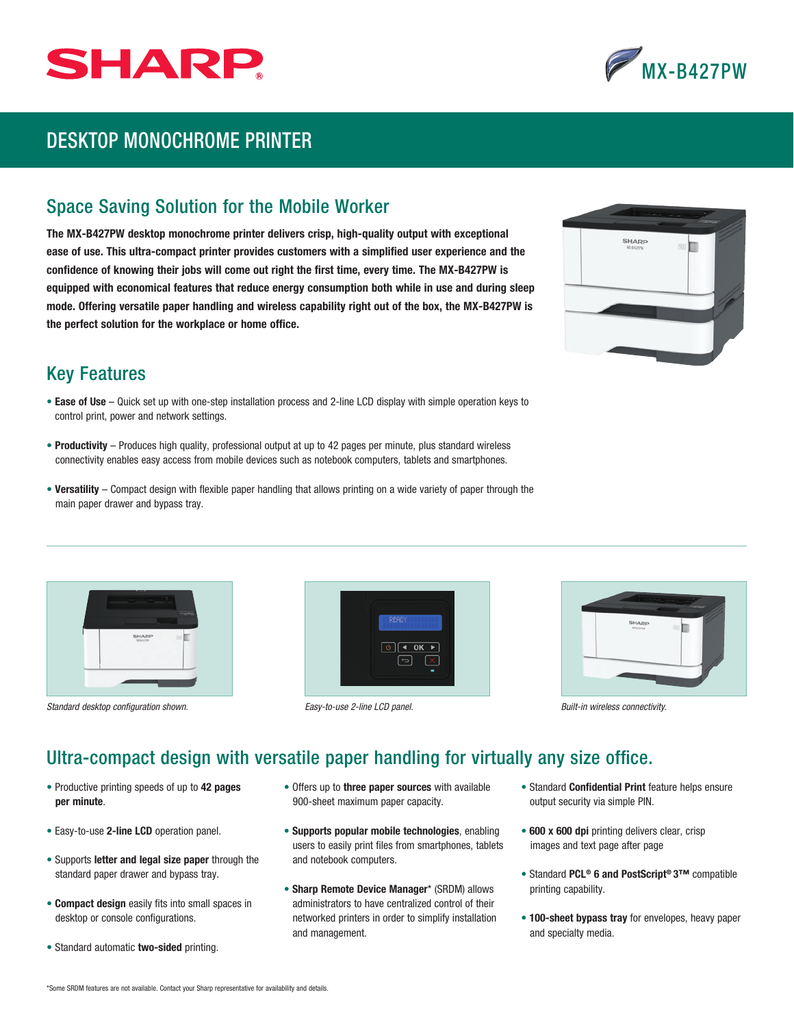SHARP

MX-B427PW

# DESKTOP MONOCHROME PRINTER

## Space Saving Solution for the Mobile Worker

**The MX-B427PW desktop monochrome printer delivers crisp, high-quality output with exceptional ease of use. This ultra-compact printer provides customers with a simplified user experience and the confidence of knowing their jobs will come out right the first time, every time. The MX-B427PW is equipped with economical features that reduce energy consumption both while in use and during sleep mode. Offering versatile paper handling and wireless capability right out of the box, the MX-B427PW is the perfect solution for the workplace or home office.**

## Key Features

- **Ease of Use** – Quick set up with one-step installation process and 2-line LCD display with simple operation keys to control print, power and network settings.
- **Productivity** – Produces high quality, professional output at up to 42 pages per minute, plus standard wireless connectivity enables easy access from mobile devices such as notebook computers, tablets and smartphones.
- **Versatility** – Compact design with flexible paper handling that allows printing on a wide variety of paper through the main paper drawer and bypass tray.

*Standard desktop configuration shown.*

*Easy-to-use 2-line LCD panel.*

*Built-in wireless connectivity.*

## Ultra-compact design with versatile paper handling for virtually any size office.

- Productive printing speeds of up to **42 pages per minute**.
- Easy-to-use **2-line LCD** operation panel.
- Supports **letter and legal size paper** through the standard paper drawer and bypass tray.
- **Compact design** easily fits into small spaces in desktop or console configurations.
- Standard automatic **two-sided** printing.
- Offers up to **three paper sources** with available 900-sheet maximum paper capacity.
- **Supports popular mobile technologies**, enabling users to easily print files from smartphones, tablets and notebook computers.
- **Sharp Remote Device Manager*** (SRDM) allows administrators to have centralized control of their networked printers in order to simplify installation and management.
- Standard **Confidential Print** feature helps ensure output security via simple PIN.
- **600 x 600 dpi** printing delivers clear, crisp images and text page after page
- Standard **PCL® 6 and PostScript® 3™** compatible printing capability.
- **100-sheet bypass tray** for envelopes, heavy paper and specialty media.

*Some SRDM features are not available. Contact your Sharp representative for availability and details.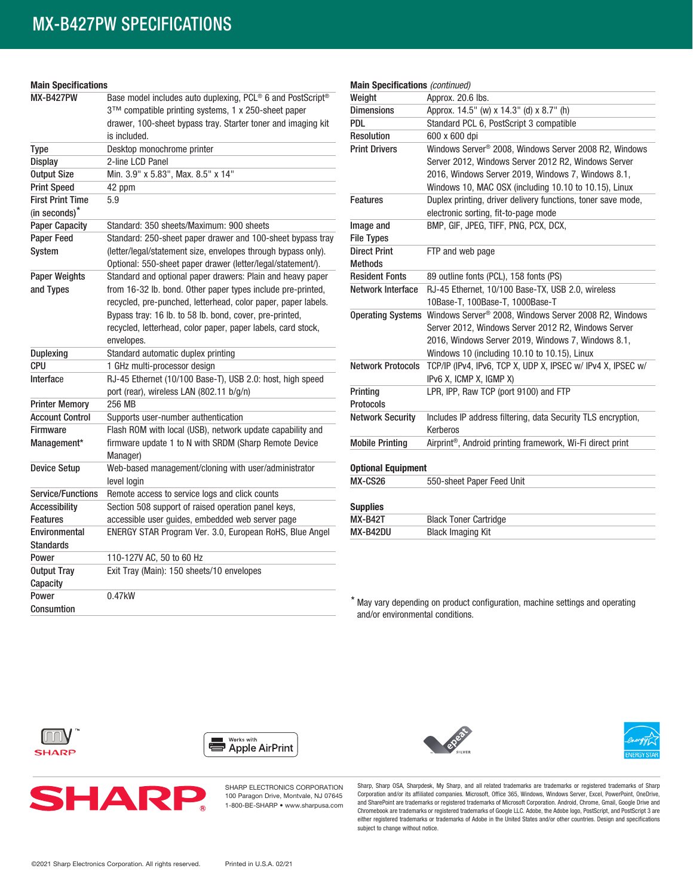# MX-B427PW SPECIFICATIONS

## Main Specifications

| | |
|---|---|
| MX-B427PW | Base model includes auto duplexing, PCL® 6 and PostScript® 3™ compatible printing systems, 1 x 250-sheet paper drawer, 100-sheet bypass tray. Starter toner and imaging kit is included. |
| Type | Desktop monochrome printer |
| Display | 2-line LCD Panel |
| Output Size | Min. 3.9" x 5.83", Max. 8.5" x 14" |
| Print Speed | 42 ppm |
| First Print Time (in seconds)* | 5.9 |
| Paper Capacity | Standard: 350 sheets/Maximum: 900 sheets |
| Paper Feed System | Standard: 250-sheet paper drawer and 100-sheet bypass tray (letter/legal/statement size, envelopes through bypass only). Optional: 550-sheet paper drawer (letter/legal/statement/). |
| Paper Weights and Types | Standard and optional paper drawers: Plain and heavy paper from 16-32 lb. bond. Other paper types include pre-printed, recycled, pre-punched, letterhead, color paper, paper labels. Bypass tray: 16 lb. to 58 lb. bond, cover, pre-printed, recycled, letterhead, color paper, paper labels, card stock, envelopes. |
| Duplexing | Standard automatic duplex printing |
| CPU | 1 GHz multi-processor design |
| Interface | RJ-45 Ethernet (10/100 Base-T), USB 2.0: host, high speed port (rear), wireless LAN (802.11 b/g/n) |
| Printer Memory | 256 MB |
| Account Control | Supports user-number authentication |
| Firmware Management* | Flash ROM with local (USB), network update capability and firmware update 1 to N with SRDM (Sharp Remote Device Manager) |
| Device Setup | Web-based management/cloning with user/administrator level login |
| Service/Functions | Remote access to service logs and click counts |
| Accessibility Features | Section 508 support of raised operation panel keys, accessible user guides, embedded web server page |
| Environmental Standards | ENERGY STAR Program Ver. 3.0, European RoHS, Blue Angel |
| Power | 110-127V AC, 50 to 60 Hz |
| Output Tray Capacity | Exit Tray (Main): 150 sheets/10 envelopes |
| Power Consumption | 0.47kW |

## Main Specifications *(continued)*

| | |
|---|---|
| Weight | Approx. 20.6 lbs. |
| Dimensions | Approx. 14.5" (w) x 14.3" (d) x 8.7" (h) |
| PDL | Standard PCL 6, PostScript 3 compatible |
| Resolution | 600 x 600 dpi |
| Print Drivers | Windows Server® 2008, Windows Server 2008 R2, Windows Server 2012, Windows Server 2012 R2, Windows Server 2016, Windows Server 2019, Windows 7, Windows 8.1, Windows 10, MAC OSX (including 10.10 to 10.15), Linux |
| Features | Duplex printing, driver delivery functions, toner save mode, electronic sorting, fit-to-page mode |
| Image and File Types | BMP, GIF, JPEG, TIFF, PNG, PCX, DCX, |
| Direct Print Methods | FTP and web page |
| Resident Fonts | 89 outline fonts (PCL), 158 fonts (PS) |
| Network Interface | RJ-45 Ethernet, 10/100 Base-TX, USB 2.0, wireless 10Base-T, 100Base-T, 1000Base-T |
| Operating Systems | Windows Server® 2008, Windows Server 2008 R2, Windows Server 2012, Windows Server 2012 R2, Windows Server 2016, Windows Server 2019, Windows 7, Windows 8.1, Windows 10 (including 10.10 to 10.15), Linux |
| Network Protocols | TCP/IP (IPv4, IPv6, TCP X, UDP X, IPSEC w/ IPv4 X, IPSEC w/ IPv6 X, ICMP X, IGMP X) |
| Printing Protocols | LPR, IPP, Raw TCP (port 9100) and FTP |
| Network Security | Includes IP address filtering, data Security TLS encryption, Kerberos |
| Mobile Printing | Airprint®, Android printing framework, Wi-Fi direct print |

## Optional Equipment

| | |
|---|---|
| MX-CS26 | 550-sheet Paper Feed Unit |

## Supplies

| | |
|---|---|
| MX-B42T | Black Toner Cartridge |
| MX-B42DU | Black Imaging Kit |

* May vary depending on product configuration, machine settings and operating and/or environmental conditions.

Works with Apple AirPrint

SHARP ELECTRONICS CORPORATION
100 Paragon Drive, Montvale, NJ 07645
1-800-BE-SHARP • www.sharpusa.com

Sharp, Sharp OSA, Sharpdesk, My Sharp, and all related trademarks are trademarks or registered trademarks of Sharp Corporation and/or its affiliated companies. Microsoft, Office 365, Windows, Windows Server, Excel, PowerPoint, OneDrive, and SharePoint are trademarks or registered trademarks of Microsoft Corporation. Android, Chrome, Gmail, Google Drive and Chromebook are trademarks or registered trademarks of Google LLC. Adobe, the Adobe logo, PostScript, and PostScript 3 are either registered trademarks or trademarks of Adobe in the United States and/or other countries. Design and specifications subject to change without notice.

©2021 Sharp Electronics Corporation. All rights reserved. Printed in U.S.A. 02/21